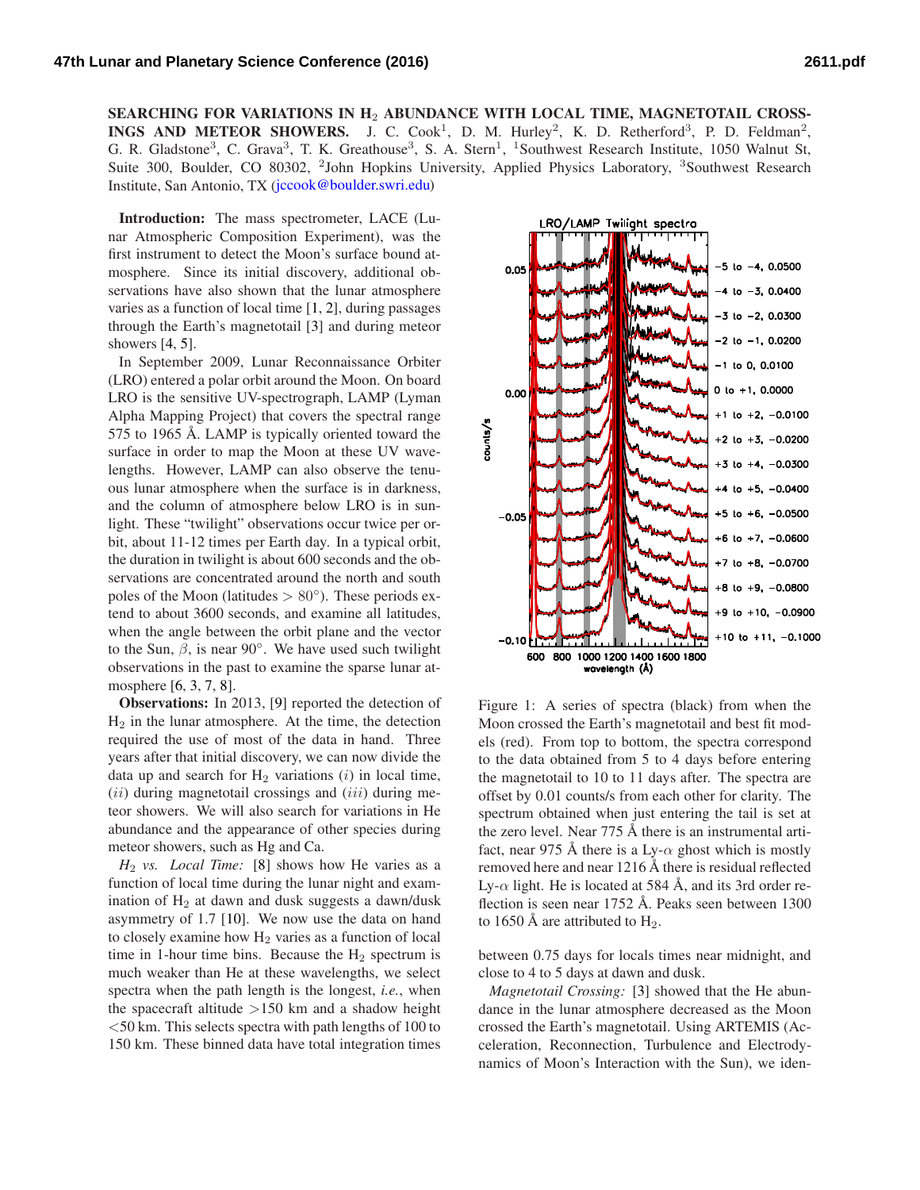**SEARCHING FOR VARIATIONS IN $H_2$ ABUNDANCE WITH LOCAL TIME, MAGNETOTAIL CROSSINGS AND METEOR SHOWERS.** J. C. Cook[1], D. M. Hurley[2], K. D. Retherford[3], P. D. Feldman[2], G. R. Gladstone[3], C. Grava[3], T. K. Greathouse[3], S. A. Stern[1], [1]Southwest Research Institute, 1050 Walnut St, Suite 300, Boulder, CO 80302, [2]John Hopkins University, Applied Physics Laboratory, [3]Southwest Research Institute, San Antonio, TX (jccook@boulder.swri.edu)

**Introduction:** The mass spectrometer, LACE (Lunar Atmospheric Composition Experiment), was the first instrument to detect the Moon's surface bound atmosphere. Since its initial discovery, additional observations have also shown that the lunar atmosphere varies as a function of local time [1, 2], during passages through the Earth's magnetotail [3] and during meteor showers [4, 5].

In September 2009, Lunar Reconnaissance Orbiter (LRO) entered a polar orbit around the Moon. On board LRO is the sensitive UV-spectrograph, LAMP (Lyman Alpha Mapping Project) that covers the spectral range 575 to 1965 Å. LAMP is typically oriented toward the surface in order to map the Moon at these UV wavelengths. However, LAMP can also observe the tenuous lunar atmosphere when the surface is in darkness, and the column of atmosphere below LRO is in sunlight. These "twilight" observations occur twice per orbit, about 11-12 times per Earth day. In a typical orbit, the duration in twilight is about 600 seconds and the observations are concentrated around the north and south poles of the Moon (latitudes $> 80°$). These periods extend to about 3600 seconds, and examine all latitudes, when the angle between the orbit plane and the vector to the Sun, $\beta$, is near 90°. We have used such twilight observations in the past to examine the sparse lunar atmosphere [6, 3, 7, 8].

**Observations:** In 2013, [9] reported the detection of $H_2$ in the lunar atmosphere. At the time, the detection required the use of most of the data in hand. Three years after that initial discovery, we can now divide the data up and search for $H_2$ variations ($i$) in local time, ($ii$) during magnetotail crossings and ($iii$) during meteor showers. We will also search for variations in He abundance and the appearance of other species during meteor showers, such as Hg and Ca.

*$H_2$ vs. Local Time:* [8] shows how He varies as a function of local time during the lunar night and examination of $H_2$ at dawn and dusk suggests a dawn/dusk asymmetry of 1.7 [10]. We now use the data on hand to closely examine how $H_2$ varies as a function of local time in 1-hour time bins. Because the $H_2$ spectrum is much weaker than He at these wavelengths, we select spectra when the path length is the longest, *i.e.*, when the spacecraft altitude $>$150 km and a shadow height $<$50 km. This selects spectra with path lengths of 100 to 150 km. These binned data have total integration times between 0.75 days for locals times near midnight, and close to 4 to 5 days at dawn and dusk.

Figure 1: A series of spectra (black) from when the Moon crossed the Earth's magnetotail and best fit models (red). From top to bottom, the spectra correspond to the data obtained from 5 to 4 days before entering the magnetotail to 10 to 11 days after. The spectra are offset by 0.01 counts/s from each other for clarity. The spectrum obtained when just entering the tail is set at the zero level. Near 775 Å there is an instrumental artifact, near 975 Å there is a Ly-$\alpha$ ghost which is mostly removed here and near 1216 Å there is residual reflected Ly-$\alpha$ light. He is located at 584 Å, and its 3rd order reflection is seen near 1752 Å. Peaks seen between 1300 to 1650 Å are attributed to $H_2$.

*Magnetotail Crossing:* [3] showed that the He abundance in the lunar atmosphere decreased as the Moon crossed the Earth's magnetotail. Using ARTEMIS (Acceleration, Reconnection, Turbulence and Electrodynamics of Moon's Interaction with the Sun), we iden-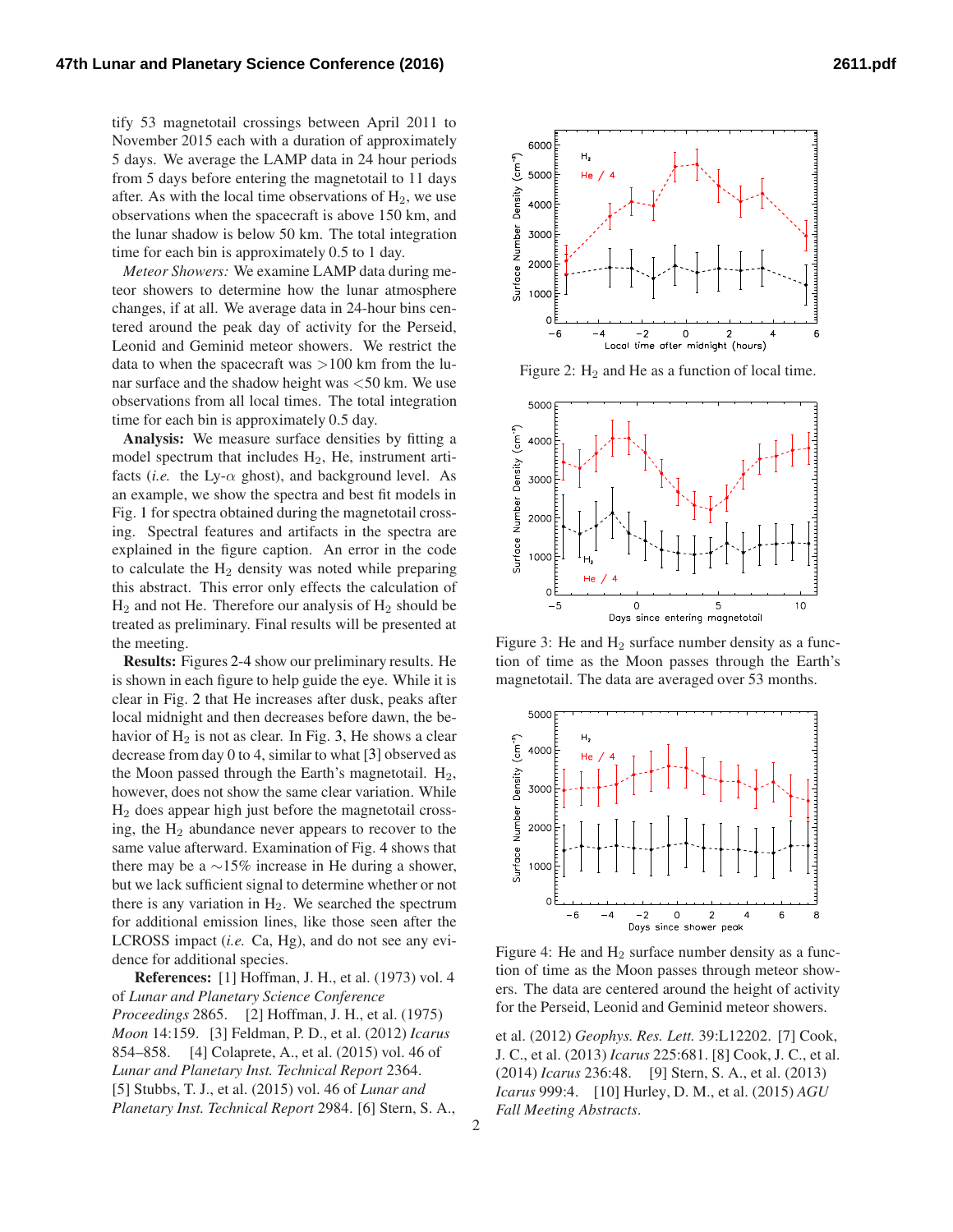tify 53 magnetotail crossings between April 2011 to November 2015 each with a duration of approximately 5 days. We average the LAMP data in 24 hour periods from 5 days before entering the magnetotail to 11 days after. As with the local time observations of $H_2$, we use observations when the spacecraft is above 150 km, and the lunar shadow is below 50 km. The total integration time for each bin is approximately 0.5 to 1 day.

*Meteor Showers:* We examine LAMP data during meteor showers to determine how the lunar atmosphere changes, if at all. We average data in 24-hour bins centered around the peak day of activity for the Perseid, Leonid and Geminid meteor showers. We restrict the data to when the spacecraft was >100 km from the lunar surface and the shadow height was <50 km. We use observations from all local times. The total integration time for each bin is approximately 0.5 day.

**Analysis:** We measure surface densities by fitting a model spectrum that includes $H_2$, He, instrument artifacts (*i.e.* the Ly-$\alpha$ ghost), and background level. As an example, we show the spectra and best fit models in Fig. 1 for spectra obtained during the magnetotail crossing. Spectral features and artifacts in the spectra are explained in the figure caption. An error in the code to calculate the $H_2$ density was noted while preparing this abstract. This error only effects the calculation of $H_2$ and not He. Therefore our analysis of $H_2$ should be treated as preliminary. Final results will be presented at the meeting.

**Results:** Figures 2-4 show our preliminary results. He is shown in each figure to help guide the eye. While it is clear in Fig. 2 that He increases after dusk, peaks after local midnight and then decreases before dawn, the behavior of $H_2$ is not as clear. In Fig. 3, He shows a clear decrease from day 0 to 4, similar to what [3] observed as the Moon passed through the Earth's magnetotail. $H_2$, however, does not show the same clear variation. While $H_2$ does appear high just before the magnetotail crossing, the $H_2$ abundance never appears to recover to the same value afterward. Examination of Fig. 4 shows that there may be a ~15% increase in He during a shower, but we lack sufficient signal to determine whether or not there is any variation in $H_2$. We searched the spectrum for additional emission lines, like those seen after the LCROSS impact (*i.e.* Ca, Hg), and do not see any evidence for additional species.

**References:** [1] Hoffman, J. H., et al. (1973) vol. 4 of *Lunar and Planetary Science Conference Proceedings* 2865. [2] Hoffman, J. H., et al. (1975) *Moon* 14:159. [3] Feldman, P. D., et al. (2012) *Icarus* 854–858. [4] Colaprete, A., et al. (2015) vol. 46 of *Lunar and Planetary Inst. Technical Report* 2364. [5] Stubbs, T. J., et al. (2015) vol. 46 of *Lunar and Planetary Inst. Technical Report* 2984. [6] Stern, S. A., et al. (2012) *Geophys. Res. Lett.* 39:L12202. [7] Cook, J. C., et al. (2013) *Icarus* 225:681. [8] Cook, J. C., et al. (2014) *Icarus* 236:48. [9] Stern, S. A., et al. (2013) *Icarus* 999:4. [10] Hurley, D. M., et al. (2015) *AGU Fall Meeting Abstracts*.

Surface Number Density (cm⁻²)
0
1000
2000
3000
4000
5000
6000
H₂
He / 4
−6
−4
−2
0
2
4
6
Local time after midnight (hours)

Figure 2: $H_2$ and He as a function of local time.

Surface Number Density (cm⁻²)
0
1000
2000
3000
4000
5000
H₂
He / 4
−5
0
5
10
Days since entering magnetotail

Figure 3: He and $H_2$ surface number density as a function of time as the Moon passes through the Earth's magnetotail. The data are averaged over 53 months.

Surface Number Density (cm⁻²)
0
1000
2000
3000
4000
5000
H₂
He / 4
−6
−4
−2
0
2
4
6
8
Days since shower peak

Figure 4: He and $H_2$ surface number density as a function of time as the Moon passes through meteor showers. The data are centered around the height of activity for the Perseid, Leonid and Geminid meteor showers.